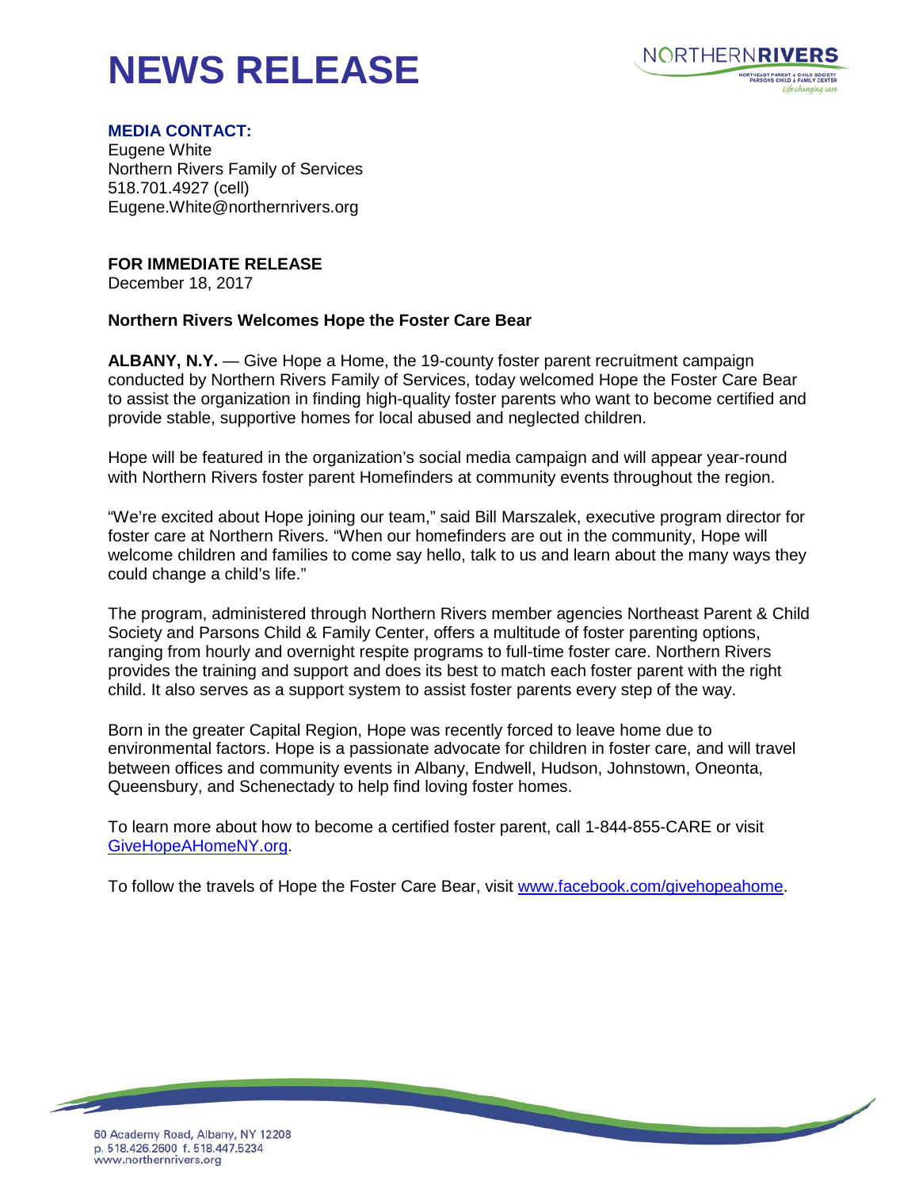# NEWS RELEASE

**MEDIA CONTACT:**
Eugene White
Northern Rivers Family of Services
518.701.4927 (cell)
Eugene.White@northernrivers.org

**FOR IMMEDIATE RELEASE**
December 18, 2017

**Northern Rivers Welcomes Hope the Foster Care Bear**

**ALBANY, N.Y.** — Give Hope a Home, the 19-county foster parent recruitment campaign conducted by Northern Rivers Family of Services, today welcomed Hope the Foster Care Bear to assist the organization in finding high-quality foster parents who want to become certified and provide stable, supportive homes for local abused and neglected children.

Hope will be featured in the organization's social media campaign and will appear year-round with Northern Rivers foster parent Homefinders at community events throughout the region.

"We're excited about Hope joining our team," said Bill Marszalek, executive program director for foster care at Northern Rivers. "When our homefinders are out in the community, Hope will welcome children and families to come say hello, talk to us and learn about the many ways they could change a child's life."

The program, administered through Northern Rivers member agencies Northeast Parent & Child Society and Parsons Child & Family Center, offers a multitude of foster parenting options, ranging from hourly and overnight respite programs to full-time foster care. Northern Rivers provides the training and support and does its best to match each foster parent with the right child. It also serves as a support system to assist foster parents every step of the way.

Born in the greater Capital Region, Hope was recently forced to leave home due to environmental factors. Hope is a passionate advocate for children in foster care, and will travel between offices and community events in Albany, Endwell, Hudson, Johnstown, Oneonta, Queensbury, and Schenectady to help find loving foster homes.

To learn more about how to become a certified foster parent, call 1-844-855-CARE or visit GiveHopeAHomeNY.org.

To follow the travels of Hope the Foster Care Bear, visit www.facebook.com/givehopeahome.

60 Academy Road, Albany, NY 12208
p. 518.426.2600 f. 518.447.5234
www.northernrivers.org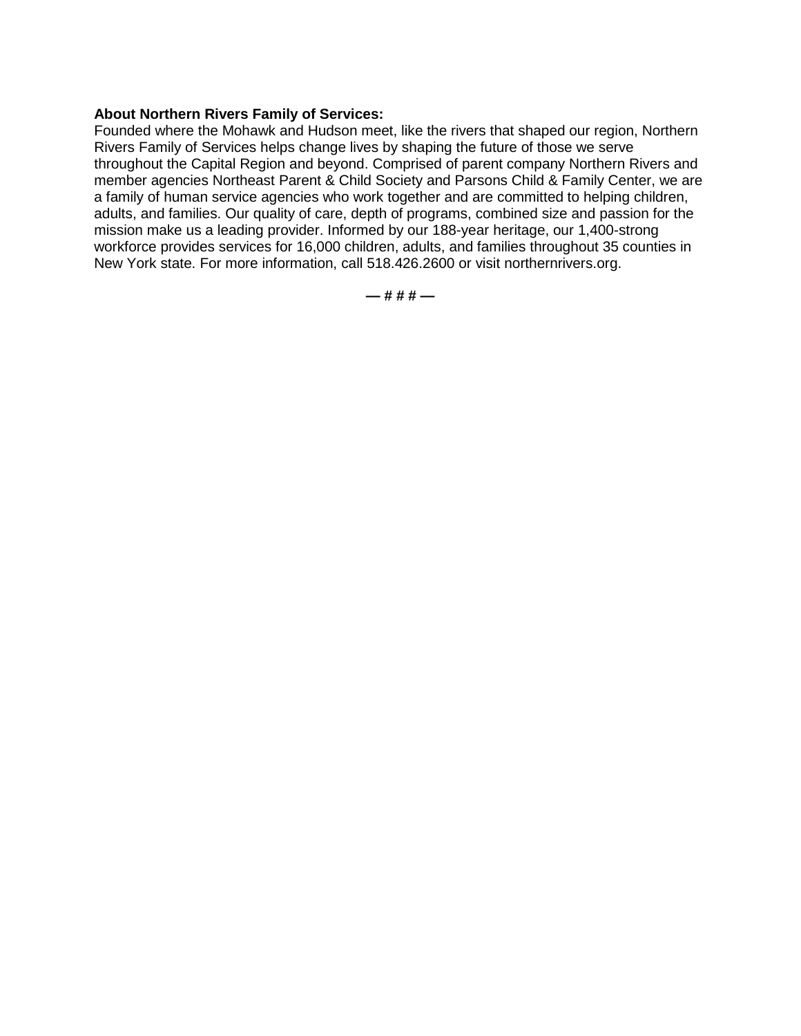**About Northern Rivers Family of Services:**
Founded where the Mohawk and Hudson meet, like the rivers that shaped our region, Northern Rivers Family of Services helps change lives by shaping the future of those we serve throughout the Capital Region and beyond. Comprised of parent company Northern Rivers and member agencies Northeast Parent & Child Society and Parsons Child & Family Center, we are a family of human service agencies who work together and are committed to helping children, adults, and families. Our quality of care, depth of programs, combined size and passion for the mission make us a leading provider. Informed by our 188-year heritage, our 1,400-strong workforce provides services for 16,000 children, adults, and families throughout 35 counties in New York state. For more information, call 518.426.2600 or visit northernrivers.org.

**— # # # —**